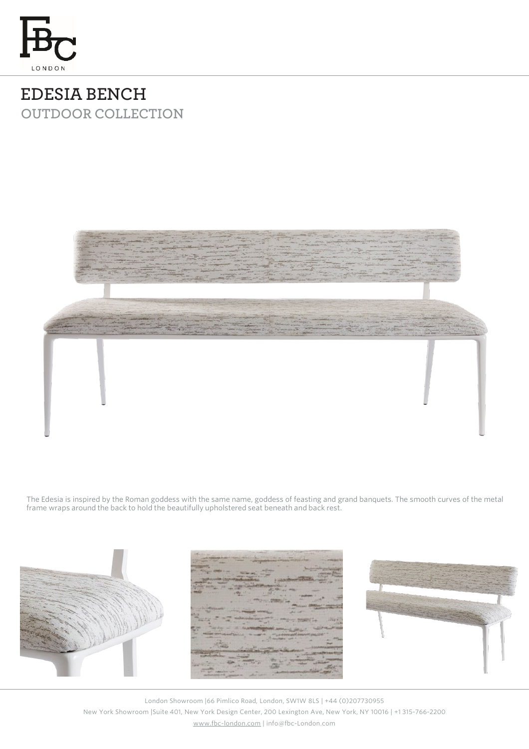# EDESIA BENCH

## OUTDOOR COLLECTION

The Edesia is inspired by the Roman goddess with the same name, goddess of feasting and grand banquets. The smooth curves of the metal frame wraps around the back to hold the beautifully upholstered seat beneath and back rest.

London Showroom |66 Pimlico Road, London, SW1W 8LS | +44 (0)207730955

New York Showroom |Suite 401, New York Design Center, 200 Lexington Ave, New York, NY 10016 | +1 315-766-2200

www.fbc-london.com | info@fbc-London.com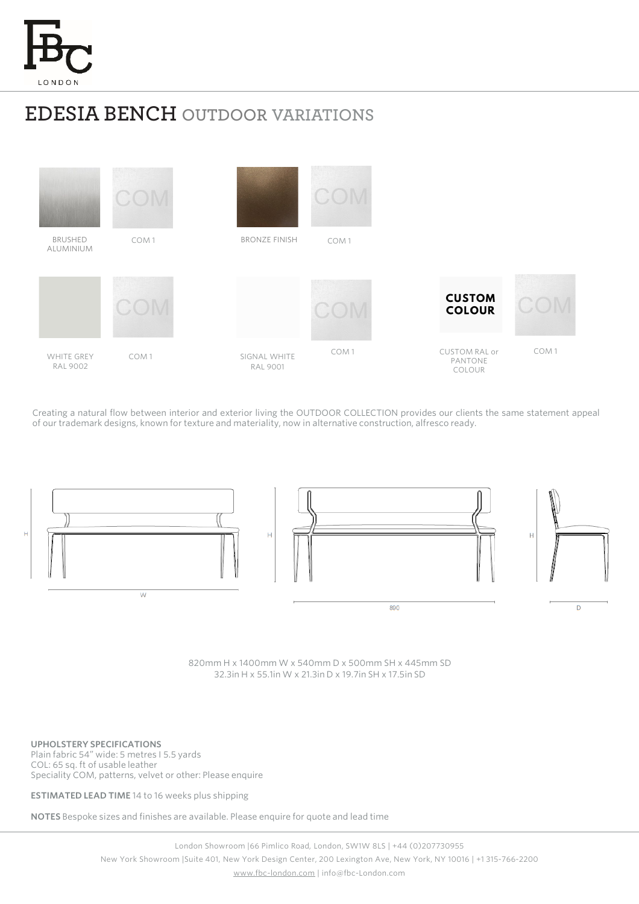# EDESIA BENCH OUTDOOR VARIATIONS

BRUSHED ALUMINIUM

COM 1

BRONZE FINISH

COM 1

WHITE GREY RAL 9002

COM 1

SIGNAL WHITE RAL 9001

COM 1

CUSTOM COLOUR

CUSTOM RAL or PANTONE COLOUR

COM 1

Creating a natural flow between interior and exterior living the OUTDOOR COLLECTION provides our clients the same statement appeal of our trademark designs, known for texture and materiality, now in alternative construction, alfresco ready.

H

W

H

890

H

D

820mm H x 1400mm W x 540mm D x 500mm SH x 445mm SD
32.3in H x 55.1in W x 21.3in D x 19.7in SH x 17.5in SD

**UPHOLSTERY SPECIFICATIONS**
Plain fabric 54" wide: 5 metres I 5.5 yards
COL: 65 sq. ft of usable leather
Speciality COM, patterns, velvet or other: Please enquire

**ESTIMATED LEAD TIME** 14 to 16 weeks plus shipping

**NOTES** Bespoke sizes and finishes are available. Please enquire for quote and lead time

London Showroom |66 Pimlico Road, London, SW1W 8LS | +44 (0)207730955
New York Showroom |Suite 401, New York Design Center, 200 Lexington Ave, New York, NY 10016 | +1 315-766-2200
www.fbc-london.com | info@fbc-London.com